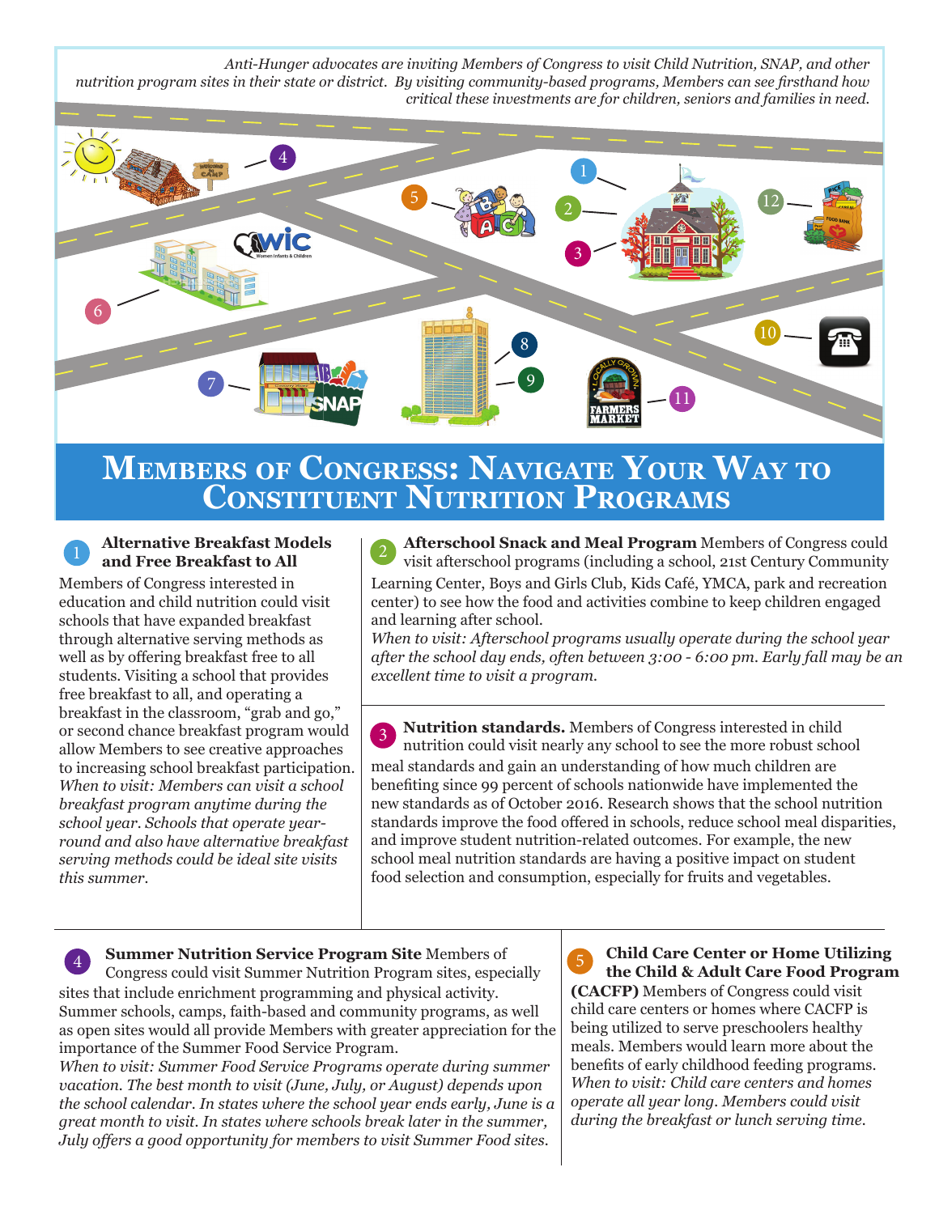*Anti-Hunger advocates are inviting Members of Congress to visit Child Nutrition, SNAP, and other nutrition program sites in their state or district. By visiting community-based programs, Members can see firsthand how critical these investments are for children, seniors and families in need.*

# Members of Congress: Navigate Your Way to Constituent Nutrition Programs

**1 Alternative Breakfast Models and Free Breakfast to All**

Members of Congress interested in education and child nutrition could visit schools that have expanded breakfast through alternative serving methods as well as by offering breakfast free to all students. Visiting a school that provides free breakfast to all, and operating a breakfast in the classroom, "grab and go," or second chance breakfast program would allow Members to see creative approaches to increasing school breakfast participation.
*When to visit: Members can visit a school breakfast program anytime during the school year. Schools that operate year-round and also have alternative breakfast serving methods could be ideal site visits this summer.*

**2 Afterschool Snack and Meal Program** Members of Congress could visit afterschool programs (including a school, 21st Century Community Learning Center, Boys and Girls Club, Kids Café, YMCA, park and recreation center) to see how the food and activities combine to keep children engaged and learning after school.
*When to visit: Afterschool programs usually operate during the school year after the school day ends, often between 3:00 - 6:00 pm. Early fall may be an excellent time to visit a program.*

**3 Nutrition standards.** Members of Congress interested in child nutrition could visit nearly any school to see the more robust school meal standards and gain an understanding of how much children are benefiting since 99 percent of schools nationwide have implemented the new standards as of October 2016. Research shows that the school nutrition standards improve the food offered in schools, reduce school meal disparities, and improve student nutrition-related outcomes. For example, the new school meal nutrition standards are having a positive impact on student food selection and consumption, especially for fruits and vegetables.

**4 Summer Nutrition Service Program Site** Members of Congress could visit Summer Nutrition Program sites, especially sites that include enrichment programming and physical activity. Summer schools, camps, faith-based and community programs, as well as open sites would all provide Members with greater appreciation for the importance of the Summer Food Service Program.
*When to visit: Summer Food Service Programs operate during summer vacation. The best month to visit (June, July, or August) depends upon the school calendar. In states where the school year ends early, June is a great month to visit. In states where schools break later in the summer, July offers a good opportunity for members to visit Summer Food sites.*

**5 Child Care Center or Home Utilizing the Child & Adult Care Food Program (CACFP)** Members of Congress could visit child care centers or homes where CACFP is being utilized to serve preschoolers healthy meals. Members would learn more about the benefits of early childhood feeding programs.
*When to visit: Child care centers and homes operate all year long. Members could visit during the breakfast or lunch serving time.*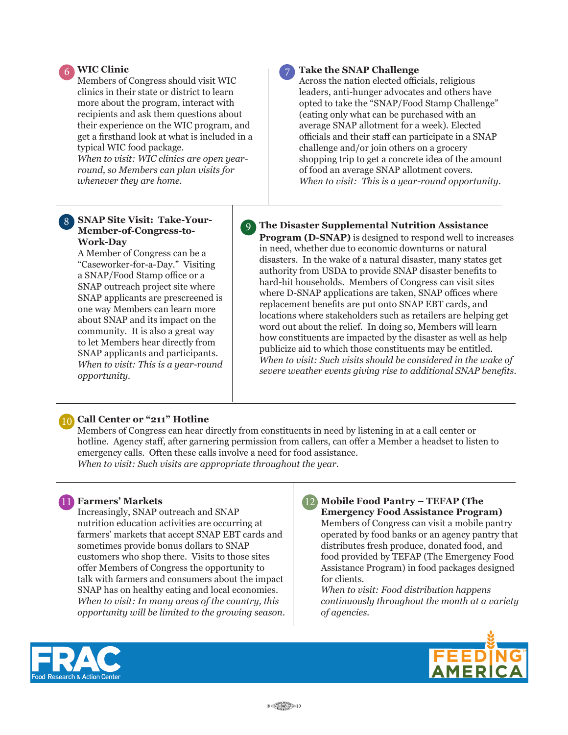### 6 WIC Clinic

Members of Congress should visit WIC clinics in their state or district to learn more about the program, interact with recipients and ask them questions about their experience on the WIC program, and get a firsthand look at what is included in a typical WIC food package.

*When to visit: WIC clinics are open year-round, so Members can plan visits for whenever they are home.*

### 7 Take the SNAP Challenge

Across the nation elected officials, religious leaders, anti-hunger advocates and others have opted to take the "SNAP/Food Stamp Challenge" (eating only what can be purchased with an average SNAP allotment for a week). Elected officials and their staff can participate in a SNAP challenge and/or join others on a grocery shopping trip to get a concrete idea of the amount of food an average SNAP allotment covers.

*When to visit: This is a year-round opportunity.*

### 8 SNAP Site Visit: Take-Your-Member-of-Congress-to-Work-Day

A Member of Congress can be a "Caseworker-for-a-Day." Visiting a SNAP/Food Stamp office or a SNAP outreach project site where SNAP applicants are prescreened is one way Members can learn more about SNAP and its impact on the community. It is also a great way to let Members hear directly from SNAP applicants and participants.

*When to visit: This is a year-round opportunity.*

### 9

**The Disaster Supplemental Nutrition Assistance Program (D-SNAP)** is designed to respond well to increases in need, whether due to economic downturns or natural disasters. In the wake of a natural disaster, many states get authority from USDA to provide SNAP disaster benefits to hard-hit households. Members of Congress can visit sites where D-SNAP applications are taken, SNAP offices where replacement benefits are put onto SNAP EBT cards, and locations where stakeholders such as retailers are helping get word out about the relief. In doing so, Members will learn how constituents are impacted by the disaster as well as help publicize aid to which those constituents may be entitled.

*When to visit: Such visits should be considered in the wake of severe weather events giving rise to additional SNAP benefits.*

### 10 Call Center or "211" Hotline

Members of Congress can hear directly from constituents in need by listening in at a call center or hotline. Agency staff, after garnering permission from callers, can offer a Member a headset to listen to emergency calls. Often these calls involve a need for food assistance.

*When to visit: Such visits are appropriate throughout the year.*

### 11 Farmers' Markets

Increasingly, SNAP outreach and SNAP nutrition education activities are occurring at farmers' markets that accept SNAP EBT cards and sometimes provide bonus dollars to SNAP customers who shop there. Visits to those sites offer Members of Congress the opportunity to talk with farmers and consumers about the impact SNAP has on healthy eating and local economies.

*When to visit: In many areas of the country, this opportunity will be limited to the growing season.*

### 12 Mobile Food Pantry – TEFAP (The Emergency Food Assistance Program)

Members of Congress can visit a mobile pantry operated by food banks or an agency pantry that distributes fresh produce, donated food, and food provided by TEFAP (The Emergency Food Assistance Program) in food packages designed for clients.

*When to visit: Food distribution happens continuously throughout the month at a variety of agencies.*

FRAC Food Research & Action Center

FEEDING AMERICA